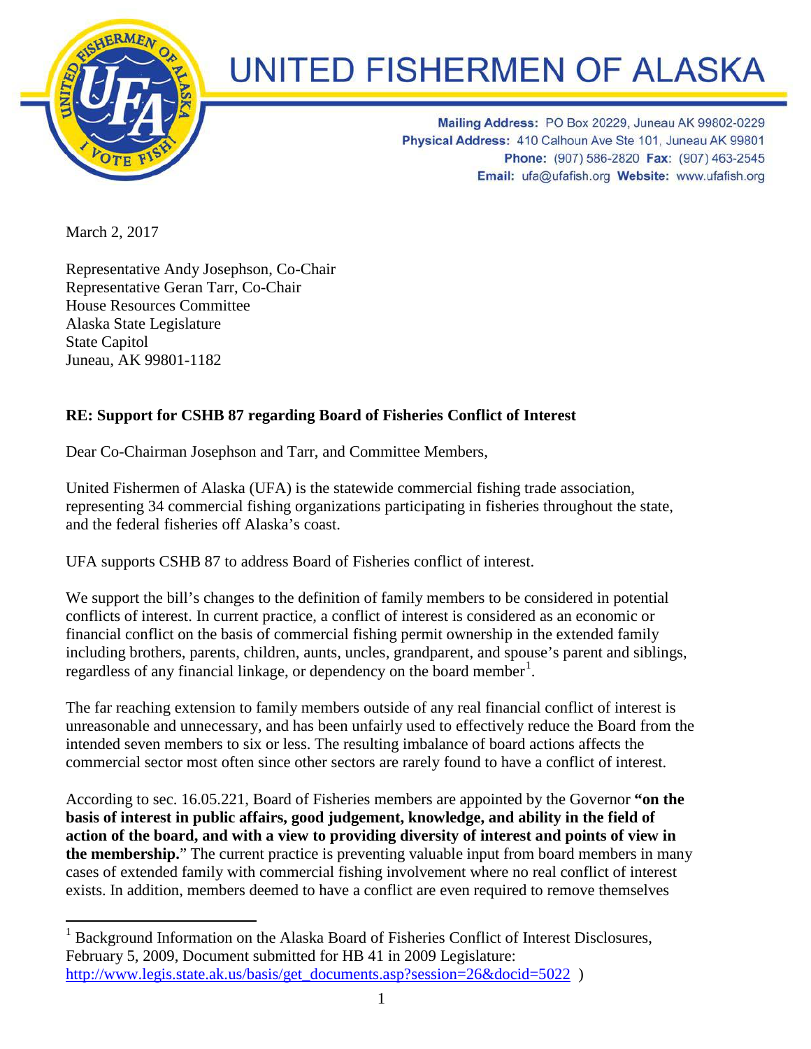# UNITED FISHERMEN OF ALASKA

**Mailing Address:** PO Box 20229, Juneau AK 99802-0229
**Physical Address:** 410 Calhoun Ave Ste 101, Juneau AK 99801
**Phone:** (907) 586-2820 **Fax:** (907) 463-2545
**Email:** ufa@ufafish.org **Website:** www.ufafish.org

March 2, 2017

Representative Andy Josephson, Co-Chair
Representative Geran Tarr, Co-Chair
House Resources Committee
Alaska State Legislature
State Capitol
Juneau, AK 99801-1182

**RE: Support for CSHB 87 regarding Board of Fisheries Conflict of Interest**

Dear Co-Chairman Josephson and Tarr, and Committee Members,

United Fishermen of Alaska (UFA) is the statewide commercial fishing trade association, representing 34 commercial fishing organizations participating in fisheries throughout the state, and the federal fisheries off Alaska's coast.

UFA supports CSHB 87 to address Board of Fisheries conflict of interest.

We support the bill's changes to the definition of family members to be considered in potential conflicts of interest. In current practice, a conflict of interest is considered as an economic or financial conflict on the basis of commercial fishing permit ownership in the extended family including brothers, parents, children, aunts, uncles, grandparent, and spouse's parent and siblings, regardless of any financial linkage, or dependency on the board member[1].

The far reaching extension to family members outside of any real financial conflict of interest is unreasonable and unnecessary, and has been unfairly used to effectively reduce the Board from the intended seven members to six or less. The resulting imbalance of board actions affects the commercial sector most often since other sectors are rarely found to have a conflict of interest.

According to sec. 16.05.221, Board of Fisheries members are appointed by the Governor **"on the basis of interest in public affairs, good judgement, knowledge, and ability in the field of action of the board, and with a view to providing diversity of interest and points of view in the membership.**" The current practice is preventing valuable input from board members in many cases of extended family with commercial fishing involvement where no real conflict of interest exists. In addition, members deemed to have a conflict are even required to remove themselves

---

[1] Background Information on the Alaska Board of Fisheries Conflict of Interest Disclosures, February 5, 2009, Document submitted for HB 41 in 2009 Legislature: http://www.legis.state.ak.us/basis/get_documents.asp?session=26&docid=5022 )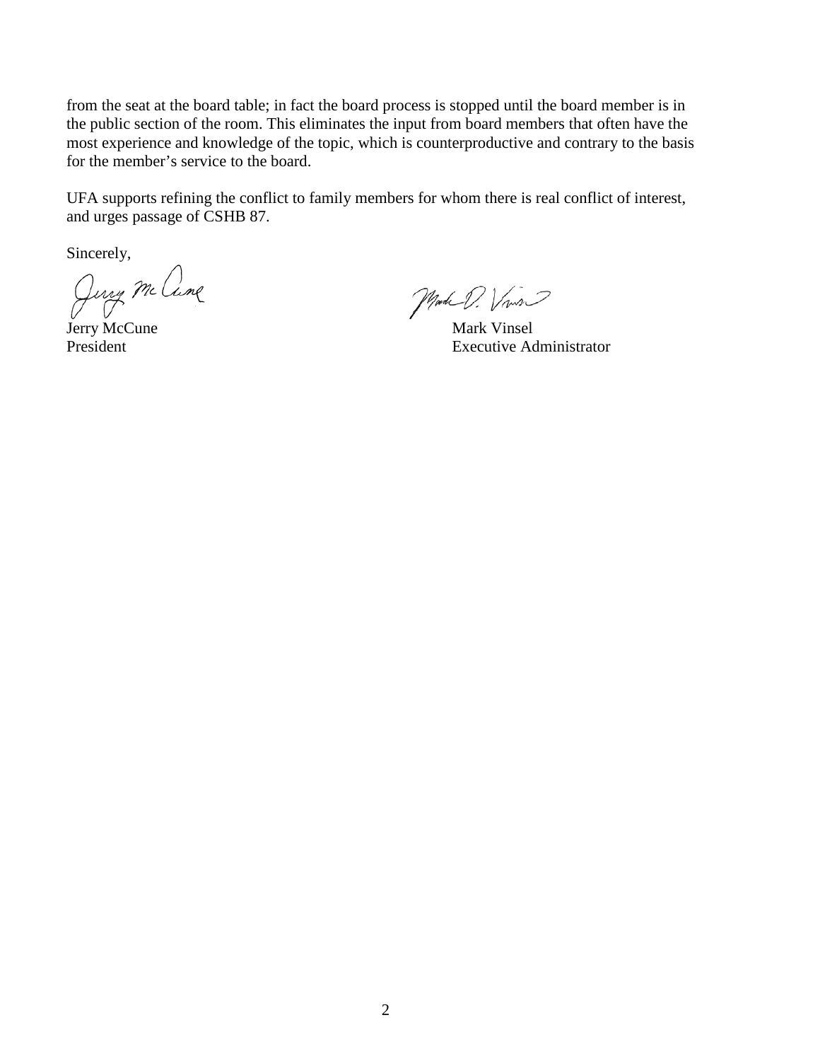from the seat at the board table; in fact the board process is stopped until the board member is in the public section of the room. This eliminates the input from board members that often have the most experience and knowledge of the topic, which is counterproductive and contrary to the basis for the member's service to the board.

UFA supports refining the conflict to family members for whom there is real conflict of interest, and urges passage of CSHB 87.

Sincerely,

Jerry McCune
President

Mark Vinsel
Executive Administrator